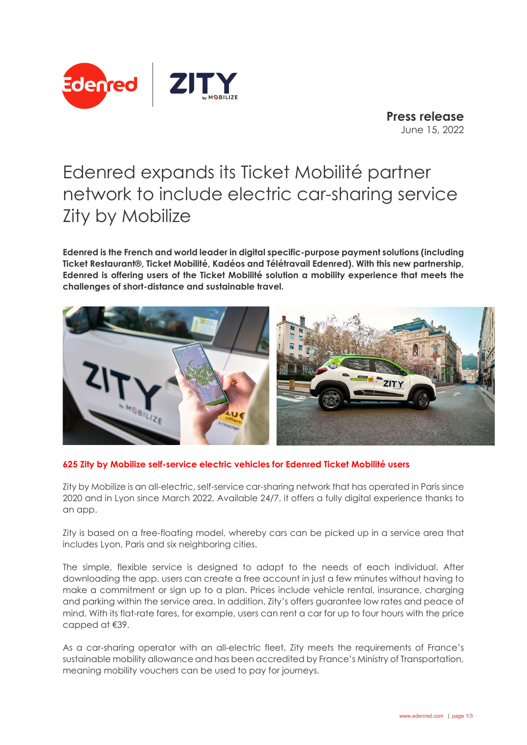**Press release**
June 15, 2022

# Edenred expands its Ticket Mobilité partner network to include electric car-sharing service Zity by Mobilize

**Edenred is the French and world leader in digital specific-purpose payment solutions (including Ticket Restaurant®, Ticket Mobilité, Kadéos and Télétravail Edenred). With this new partnership, Edenred is offering users of the Ticket Mobilité solution a mobility experience that meets the challenges of short-distance and sustainable travel.**

## 625 Zity by Mobilize self-service electric vehicles for Edenred Ticket Mobilité users

Zity by Mobilize is an all-electric, self-service car-sharing network that has operated in Paris since 2020 and in Lyon since March 2022. Available 24/7, it offers a fully digital experience thanks to an app.

Zity is based on a free-floating model, whereby cars can be picked up in a service area that includes Lyon, Paris and six neighboring cities.

The simple, flexible service is designed to adapt to the needs of each individual. After downloading the app, users can create a free account in just a few minutes without having to make a commitment or sign up to a plan. Prices include vehicle rental, insurance, charging and parking within the service area. In addition, Zity's offers guarantee low rates and peace of mind. With its flat-rate fares, for example, users can rent a car for up to four hours with the price capped at €39.

As a car-sharing operator with an all-electric fleet, Zity meets the requirements of France's sustainable mobility allowance and has been accredited by France's Ministry of Transportation, meaning mobility vouchers can be used to pay for journeys.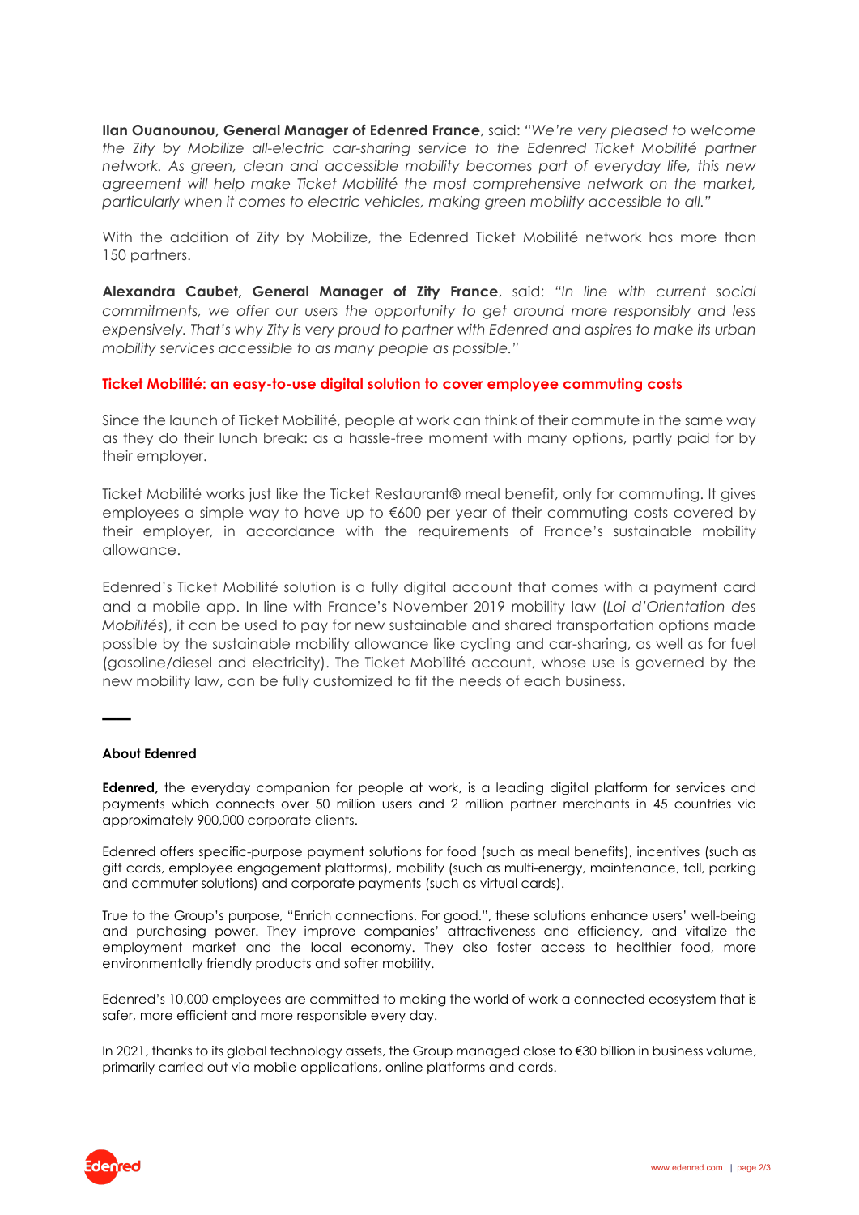**Ilan Ouanounou, General Manager of Edenred France**, said: *"We're very pleased to welcome the Zity by Mobilize all-electric car-sharing service to the Edenred Ticket Mobilité partner network. As green, clean and accessible mobility becomes part of everyday life, this new agreement will help make Ticket Mobilité the most comprehensive network on the market, particularly when it comes to electric vehicles, making green mobility accessible to all."*

With the addition of Zity by Mobilize, the Edenred Ticket Mobilité network has more than 150 partners.

**Alexandra Caubet, General Manager of Zity France**, said: *"In line with current social commitments, we offer our users the opportunity to get around more responsibly and less expensively. That's why Zity is very proud to partner with Edenred and aspires to make its urban mobility services accessible to as many people as possible."*

## Ticket Mobilité: an easy-to-use digital solution to cover employee commuting costs

Since the launch of Ticket Mobilité, people at work can think of their commute in the same way as they do their lunch break: as a hassle-free moment with many options, partly paid for by their employer.

Ticket Mobilité works just like the Ticket Restaurant® meal benefit, only for commuting. It gives employees a simple way to have up to €600 per year of their commuting costs covered by their employer, in accordance with the requirements of France's sustainable mobility allowance.

Edenred's Ticket Mobilité solution is a fully digital account that comes with a payment card and a mobile app. In line with France's November 2019 mobility law (*Loi d'Orientation des Mobilités*), it can be used to pay for new sustainable and shared transportation options made possible by the sustainable mobility allowance like cycling and car-sharing, as well as for fuel (gasoline/diesel and electricity). The Ticket Mobilité account, whose use is governed by the new mobility law, can be fully customized to fit the needs of each business.

---

**About Edenred**

**Edenred,** the everyday companion for people at work, is a leading digital platform for services and payments which connects over 50 million users and 2 million partner merchants in 45 countries via approximately 900,000 corporate clients.

Edenred offers specific-purpose payment solutions for food (such as meal benefits), incentives (such as gift cards, employee engagement platforms), mobility (such as multi-energy, maintenance, toll, parking and commuter solutions) and corporate payments (such as virtual cards).

True to the Group's purpose, "Enrich connections. For good.", these solutions enhance users' well-being and purchasing power. They improve companies' attractiveness and efficiency, and vitalize the employment market and the local economy. They also foster access to healthier food, more environmentally friendly products and softer mobility.

Edenred's 10,000 employees are committed to making the world of work a connected ecosystem that is safer, more efficient and more responsible every day.

In 2021, thanks to its global technology assets, the Group managed close to €30 billion in business volume, primarily carried out via mobile applications, online platforms and cards.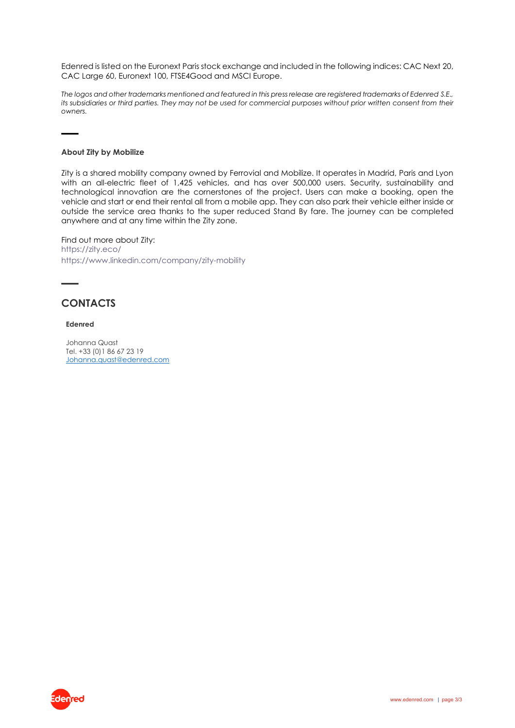Edenred is listed on the Euronext Paris stock exchange and included in the following indices: CAC Next 20, CAC Large 60, Euronext 100, FTSE4Good and MSCI Europe.

*The logos and other trademarks mentioned and featured in this press release are registered trademarks of Edenred S.E., its subsidiaries or third parties. They may not be used for commercial purposes without prior written consent from their owners.*

**About Zity by Mobilize**

Zity is a shared mobility company owned by Ferrovial and Mobilize. It operates in Madrid, Paris and Lyon with an all-electric fleet of 1,425 vehicles, and has over 500,000 users. Security, sustainability and technological innovation are the cornerstones of the project. Users can make a booking, open the vehicle and start or end their rental all from a mobile app. They can also park their vehicle either inside or outside the service area thanks to the super reduced Stand By fare. The journey can be completed anywhere and at any time within the Zity zone.

Find out more about Zity:
https://zity.eco/
https://www.linkedin.com/company/zity-mobility

## CONTACTS

**Edenred**

Johanna Quast
Tel. +33 (0)1 86 67 23 19
Johanna.quast@edenred.com